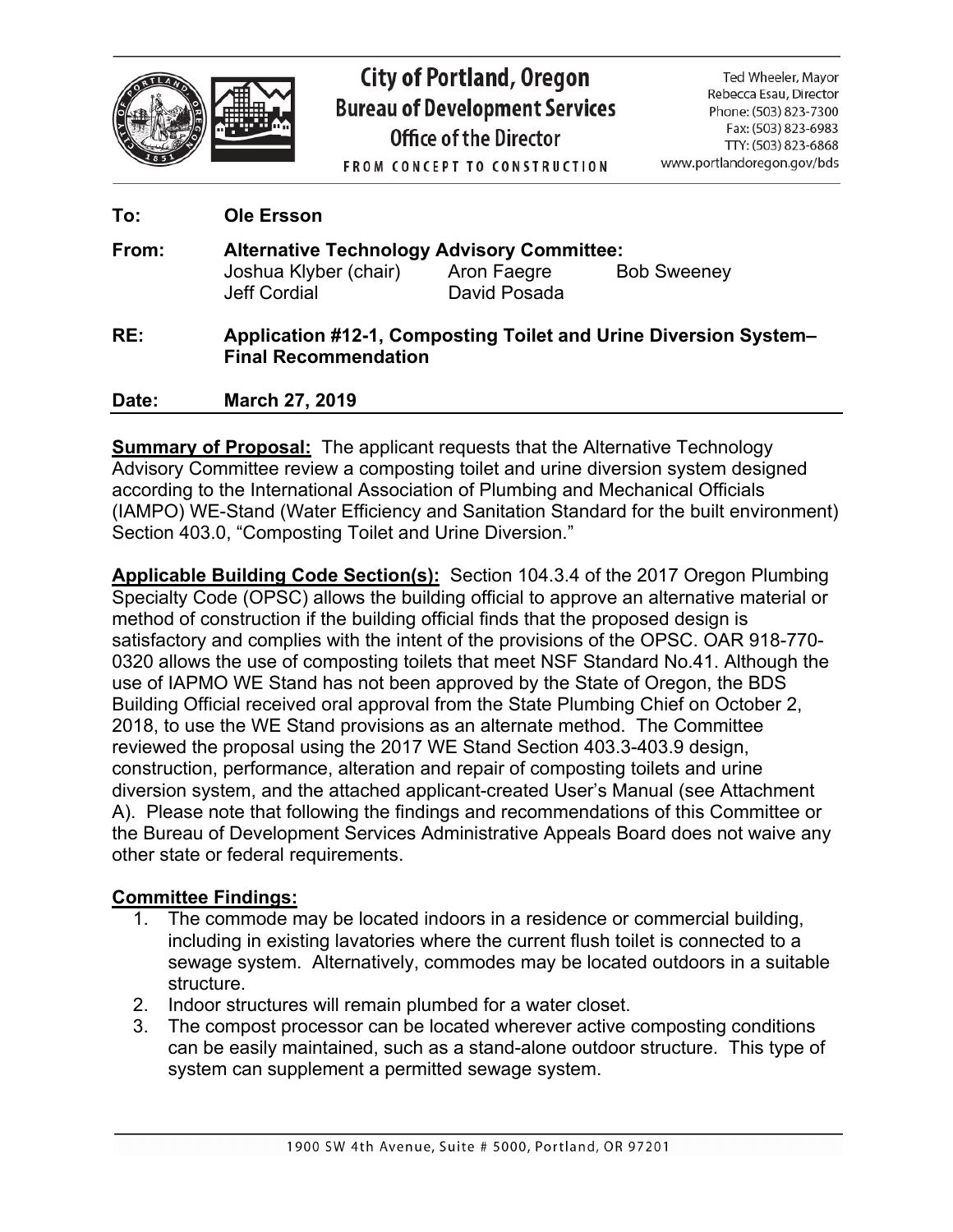**City of Portland, Oregon**
**Bureau of Development Services**
**Office of the Director**
FROM CONCEPT TO CONSTRUCTION

Ted Wheeler, Mayor
Rebecca Esau, Director
Phone: (503) 823-7300
Fax: (503) 823-6983
TTY: (503) 823-6868
www.portlandoregon.gov/bds

**To:** **Ole Ersson**

**From:** **Alternative Technology Advisory Committee:**
Joshua Klyber (chair) Aron Faegre Bob Sweeney
Jeff Cordial David Posada

**RE:** **Application #12-1, Composting Toilet and Urine Diversion System– Final Recommendation**

**Date:** **March 27, 2019**

**Summary of Proposal:** The applicant requests that the Alternative Technology Advisory Committee review a composting toilet and urine diversion system designed according to the International Association of Plumbing and Mechanical Officials (IAMPO) WE-Stand (Water Efficiency and Sanitation Standard for the built environment) Section 403.0, "Composting Toilet and Urine Diversion."

**Applicable Building Code Section(s):** Section 104.3.4 of the 2017 Oregon Plumbing Specialty Code (OPSC) allows the building official to approve an alternative material or method of construction if the building official finds that the proposed design is satisfactory and complies with the intent of the provisions of the OPSC. OAR 918-770-0320 allows the use of composting toilets that meet NSF Standard No.41. Although the use of IAPMO WE Stand has not been approved by the State of Oregon, the BDS Building Official received oral approval from the State Plumbing Chief on October 2, 2018, to use the WE Stand provisions as an alternate method. The Committee reviewed the proposal using the 2017 WE Stand Section 403.3-403.9 design, construction, performance, alteration and repair of composting toilets and urine diversion system, and the attached applicant-created User's Manual (see Attachment A). Please note that following the findings and recommendations of this Committee or the Bureau of Development Services Administrative Appeals Board does not waive any other state or federal requirements.

**Committee Findings:**

1. The commode may be located indoors in a residence or commercial building, including in existing lavatories where the current flush toilet is connected to a sewage system. Alternatively, commodes may be located outdoors in a suitable structure.
2. Indoor structures will remain plumbed for a water closet.
3. The compost processor can be located wherever active composting conditions can be easily maintained, such as a stand-alone outdoor structure. This type of system can supplement a permitted sewage system.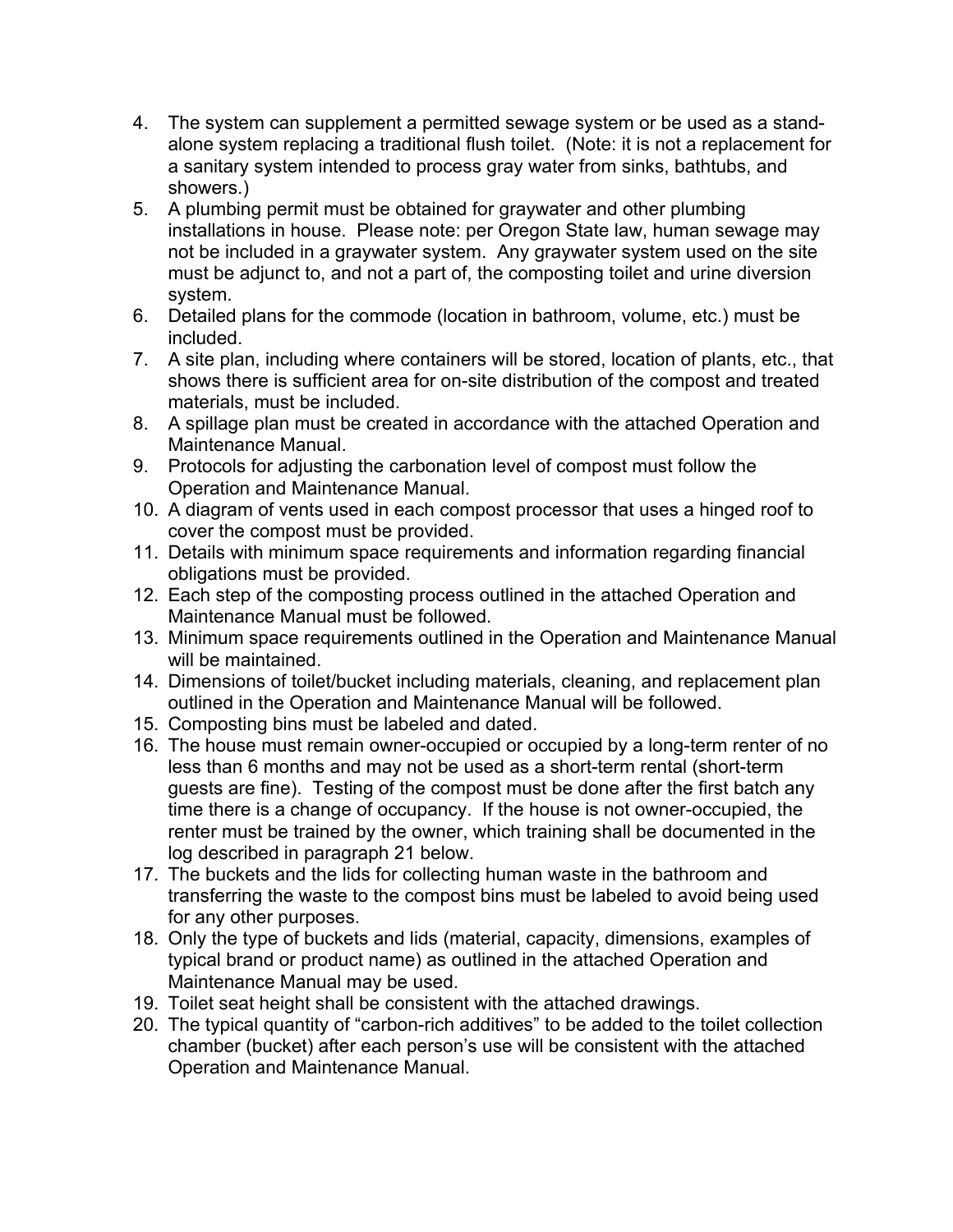4. The system can supplement a permitted sewage system or be used as a stand-alone system replacing a traditional flush toilet. (Note: it is not a replacement for a sanitary system intended to process gray water from sinks, bathtubs, and showers.)
5. A plumbing permit must be obtained for graywater and other plumbing installations in house. Please note: per Oregon State law, human sewage may not be included in a graywater system. Any graywater system used on the site must be adjunct to, and not a part of, the composting toilet and urine diversion system.
6. Detailed plans for the commode (location in bathroom, volume, etc.) must be included.
7. A site plan, including where containers will be stored, location of plants, etc., that shows there is sufficient area for on-site distribution of the compost and treated materials, must be included.
8. A spillage plan must be created in accordance with the attached Operation and Maintenance Manual.
9. Protocols for adjusting the carbonation level of compost must follow the Operation and Maintenance Manual.
10. A diagram of vents used in each compost processor that uses a hinged roof to cover the compost must be provided.
11. Details with minimum space requirements and information regarding financial obligations must be provided.
12. Each step of the composting process outlined in the attached Operation and Maintenance Manual must be followed.
13. Minimum space requirements outlined in the Operation and Maintenance Manual will be maintained.
14. Dimensions of toilet/bucket including materials, cleaning, and replacement plan outlined in the Operation and Maintenance Manual will be followed.
15. Composting bins must be labeled and dated.
16. The house must remain owner-occupied or occupied by a long-term renter of no less than 6 months and may not be used as a short-term rental (short-term guests are fine). Testing of the compost must be done after the first batch any time there is a change of occupancy. If the house is not owner-occupied, the renter must be trained by the owner, which training shall be documented in the log described in paragraph 21 below.
17. The buckets and the lids for collecting human waste in the bathroom and transferring the waste to the compost bins must be labeled to avoid being used for any other purposes.
18. Only the type of buckets and lids (material, capacity, dimensions, examples of typical brand or product name) as outlined in the attached Operation and Maintenance Manual may be used.
19. Toilet seat height shall be consistent with the attached drawings.
20. The typical quantity of "carbon-rich additives" to be added to the toilet collection chamber (bucket) after each person's use will be consistent with the attached Operation and Maintenance Manual.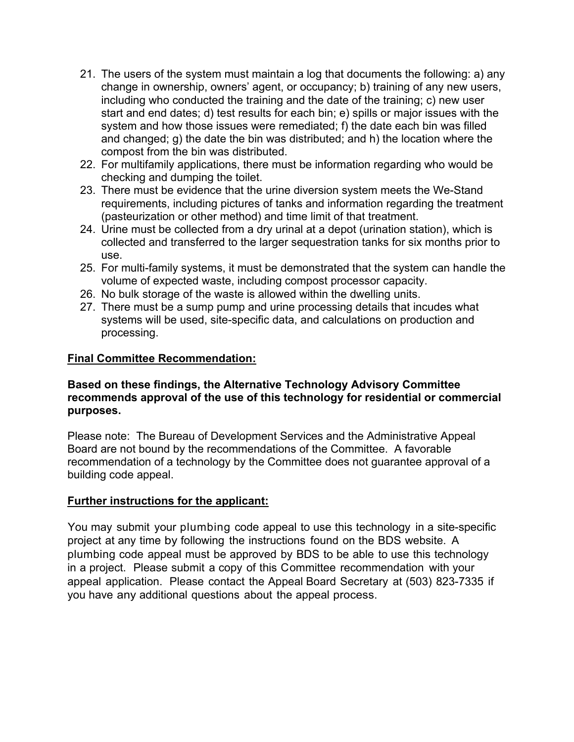21. The users of the system must maintain a log that documents the following: a) any change in ownership, owners' agent, or occupancy; b) training of any new users, including who conducted the training and the date of the training; c) new user start and end dates; d) test results for each bin; e) spills or major issues with the system and how those issues were remediated; f) the date each bin was filled and changed; g) the date the bin was distributed; and h) the location where the compost from the bin was distributed.
22. For multifamily applications, there must be information regarding who would be checking and dumping the toilet.
23. There must be evidence that the urine diversion system meets the We-Stand requirements, including pictures of tanks and information regarding the treatment (pasteurization or other method) and time limit of that treatment.
24. Urine must be collected from a dry urinal at a depot (urination station), which is collected and transferred to the larger sequestration tanks for six months prior to use.
25. For multi-family systems, it must be demonstrated that the system can handle the volume of expected waste, including compost processor capacity.
26. No bulk storage of the waste is allowed within the dwelling units.
27. There must be a sump pump and urine processing details that incudes what systems will be used, site-specific data, and calculations on production and processing.

**Final Committee Recommendation:**

**Based on these findings, the Alternative Technology Advisory Committee recommends approval of the use of this technology for residential or commercial purposes.**

Please note: The Bureau of Development Services and the Administrative Appeal Board are not bound by the recommendations of the Committee. A favorable recommendation of a technology by the Committee does not guarantee approval of a building code appeal.

**Further instructions for the applicant:**

You may submit your plumbing code appeal to use this technology in a site-specific project at any time by following the instructions found on the BDS website. A plumbing code appeal must be approved by BDS to be able to use this technology in a project. Please submit a copy of this Committee recommendation with your appeal application. Please contact the Appeal Board Secretary at (503) 823-7335 if you have any additional questions about the appeal process.